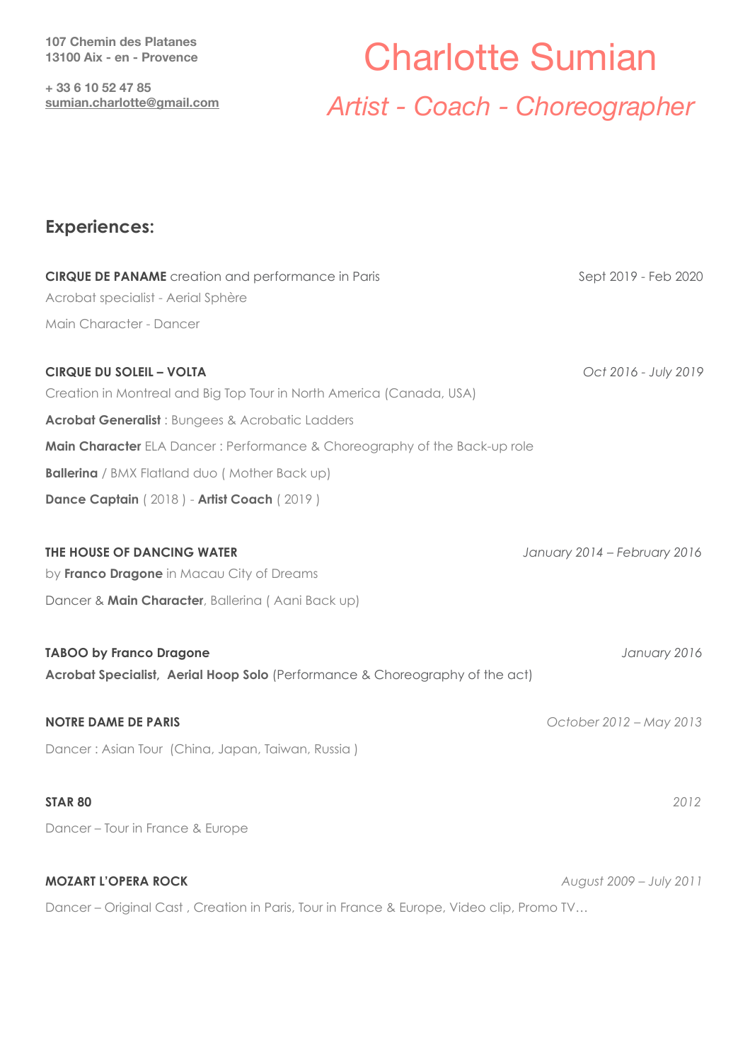**107 Chemin des Platanes**
**13100 Aix - en - Provence**

**+ 33 6 10 52 47 85**
**sumian.charlotte@gmail.com**

# Charlotte Sumian

*Artist - Coach - Choreographer*

## Experiences:

**CIRQUE DE PANAME** creation and performance in Paris — Sept 2019 - Feb 2020

Acrobat specialist - Aerial Sphère

Main Character - Dancer

**CIRQUE DU SOLEIL – VOLTA** — *Oct 2016 - July 2019*

Creation in Montreal and Big Top Tour in North America (Canada, USA)

**Acrobat Generalist** : Bungees & Acrobatic Ladders

**Main Character** ELA Dancer : Performance & Choreography of the Back-up role

**Ballerina** / BMX Flatland duo ( Mother Back up)

**Dance Captain** ( 2018 ) - **Artist Coach** ( 2019 )

**THE HOUSE OF DANCING WATER** — *January 2014 – February 2016*

by **Franco Dragone** in Macau City of Dreams

Dancer & **Main Character**, Ballerina ( Aani Back up)

**TABOO by Franco Dragone** — *January 2016*

**Acrobat Specialist, Aerial Hoop Solo** (Performance & Choreography of the act)

**NOTRE DAME DE PARIS** — *October 2012 – May 2013*

Dancer : Asian Tour (China, Japan, Taiwan, Russia )

**STAR 80** — *2012*

Dancer – Tour in France & Europe

**MOZART L'OPERA ROCK** — *August 2009 – July 2011*

Dancer – Original Cast , Creation in Paris, Tour in France & Europe, Video clip, Promo TV…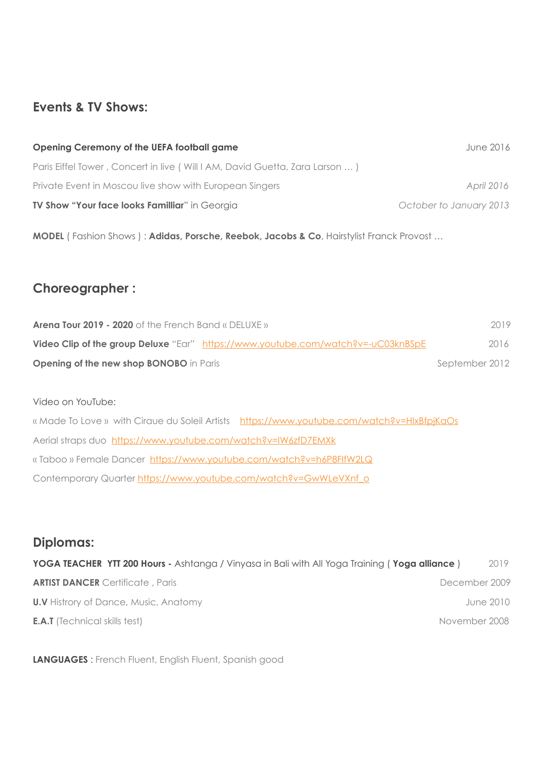## Events & TV Shows:

**Opening Ceremony of the UEFA football game** June 2016

Paris Eiffel Tower , Concert in live ( Will I AM, David Guetta, Zara Larson … )

Private Event in Moscou live show with European Singers *April 2016*

**TV Show "Your face looks Familliar**" in Georgia *October to January 2013*

**MODEL** ( Fashion Shows ) : **Adidas, Porsche, Reebok, Jacobs & Co**, Hairstylist Franck Provost …

## Choreographer :

**Arena Tour 2019 - 2020** of the French Band « DELUXE » 2019

**Video Clip of the group Deluxe** "Ear" https://www.youtube.com/watch?v=-uC03knBSpE 2016

**Opening of the new shop BONOBO** in Paris September 2012

Video on YouTube:

« Made To Love » with Ciraue du Soleil Artists https://www.youtube.com/watch?v=HlxBfpjKaOs

Aerial straps duo https://www.youtube.com/watch?v=IW6zfD7EMXk

« Taboo » Female Dancer https://www.youtube.com/watch?v=h6P8FlfW2LQ

Contemporary Quarter https://www.youtube.com/watch?v=GwWLeVXnf_o

## Diplomas:

**YOGA TEACHER YTT 200 Hours -** Ashtanga / Vinyasa in Bali with All Yoga Training ( **Yoga alliance** ) 2019

**ARTIST DANCER** Certificate , Paris December 2009

**U.V** Hirstory of Dance, Music, Anatomy June 2010

**E.A.T** (Technical skills test) November 2008

**LANGUAGES** : French Fluent, English Fluent, Spanish good